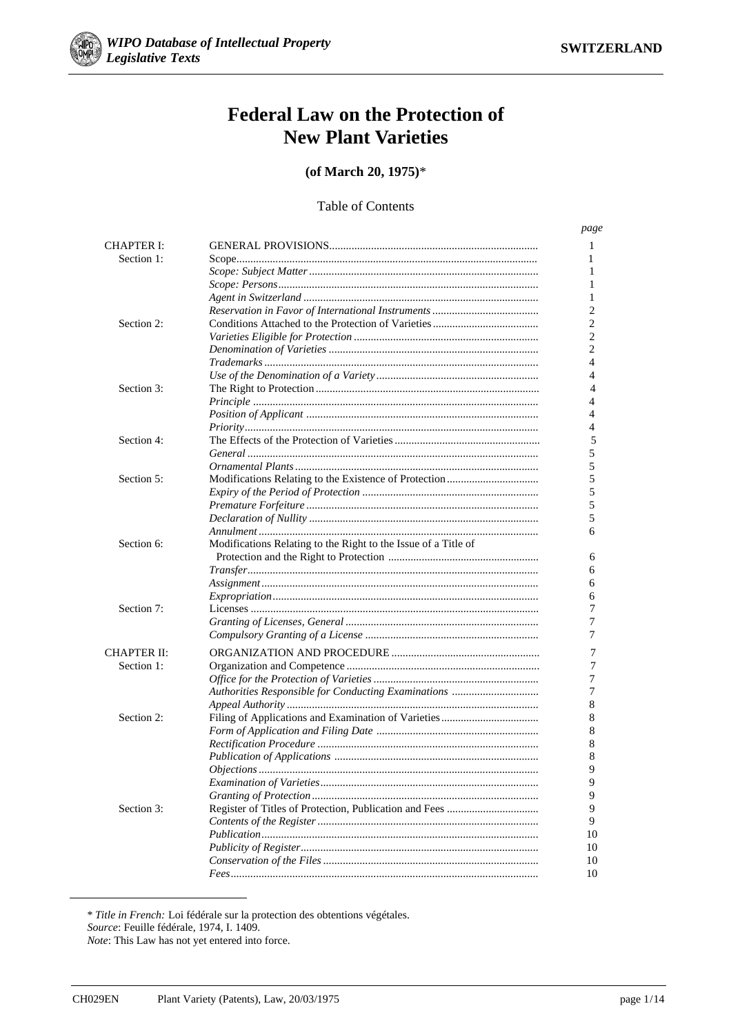# Federal Law on the Protection of New Plant Varieties

**(of March 20, 1975)***

Table of Contents

| | | *page* |
|---|---|---|
| CHAPTER I: | GENERAL PROVISIONS | 1 |
| Section 1: | Scope | 1 |
| | *Scope: Subject Matter* | 1 |
| | *Scope: Persons* | 1 |
| | *Agent in Switzerland* | 1 |
| | *Reservation in Favor of International Instruments* | 2 |
| Section 2: | Conditions Attached to the Protection of Varieties | 2 |
| | *Varieties Eligible for Protection* | 2 |
| | *Denomination of Varieties* | 2 |
| | *Trademarks* | 4 |
| | *Use of the Denomination of a Variety* | 4 |
| Section 3: | The Right to Protection | 4 |
| | *Principle* | 4 |
| | *Position of Applicant* | 4 |
| | *Priority* | 4 |
| Section 4: | The Effects of the Protection of Varieties | 5 |
| | *General* | 5 |
| | *Ornamental Plants* | 5 |
| Section 5: | Modifications Relating to the Existence of Protection | 5 |
| | *Expiry of the Period of Protection* | 5 |
| | *Premature Forfeiture* | 5 |
| | *Declaration of Nullity* | 5 |
| | *Annulment* | 6 |
| Section 6: | Modifications Relating to the Right to the Issue of a Title of Protection and the Right to Protection | 6 |
| | *Transfer* | 6 |
| | *Assignment* | 6 |
| | *Expropriation* | 6 |
| Section 7: | Licenses | 7 |
| | *Granting of Licenses, General* | 7 |
| | *Compulsory Granting of a License* | 7 |
| CHAPTER II: | ORGANIZATION AND PROCEDURE | 7 |
| Section 1: | Organization and Competence | 7 |
| | *Office for the Protection of Varieties* | 7 |
| | *Authorities Responsible for Conducting Examinations* | 7 |
| | *Appeal Authority* | 8 |
| Section 2: | Filing of Applications and Examination of Varieties | 8 |
| | *Form of Application and Filing Date* | 8 |
| | *Rectification Procedure* | 8 |
| | *Publication of Applications* | 8 |
| | *Objections* | 9 |
| | *Examination of Varieties* | 9 |
| | *Granting of Protection* | 9 |
| Section 3: | Register of Titles of Protection, Publication and Fees | 9 |
| | *Contents of the Register* | 9 |
| | *Publication* | 10 |
| | *Publicity of Register* | 10 |
| | *Conservation of the Files* | 10 |
| | *Fees* | 10 |

\* *Title in French:* Loi fédérale sur la protection des obtentions végétales.
*Source*: Feuille fédérale, 1974, I. 1409.
*Note*: This Law has not yet entered into force.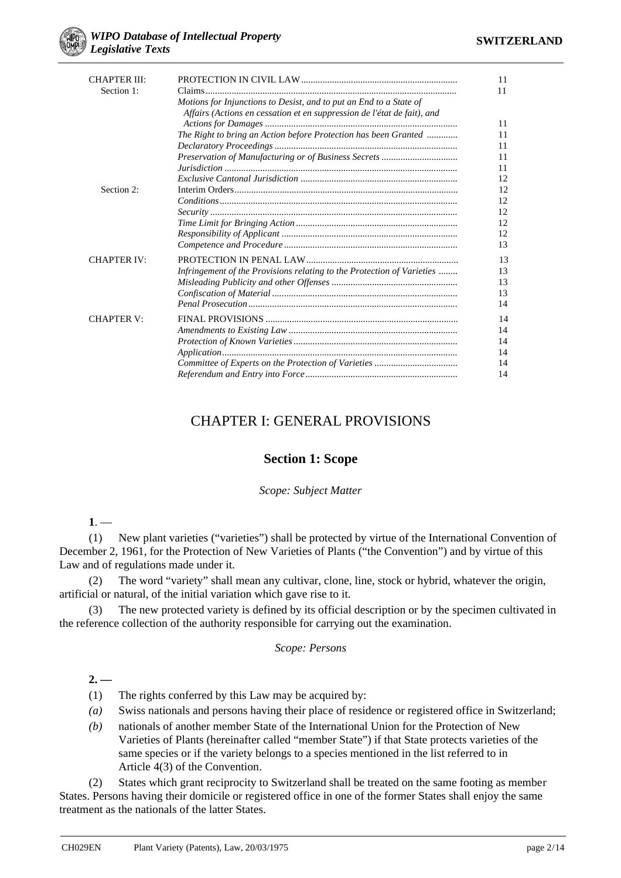| | | |
|---|---|---|
| CHAPTER III: | PROTECTION IN CIVIL LAW | 11 |
| Section 1: | Claims | 11 |
| | *Motions for Injunctions to Desist, and to put an End to a State of Affairs (Actions en cessation et en suppression de l'état de fait), and Actions for Damages* | 11 |
| | *The Right to bring an Action before Protection has been Granted* | 11 |
| | *Declaratory Proceedings* | 11 |
| | *Preservation of Manufacturing or of Business Secrets* | 11 |
| | *Jurisdiction* | 11 |
| | *Exclusive Cantonal Jurisdiction* | 12 |
| Section 2: | Interim Orders | 12 |
| | *Conditions* | 12 |
| | *Security* | 12 |
| | *Time Limit for Bringing Action* | 12 |
| | *Responsibility of Applicant* | 12 |
| | *Competence and Procedure* | 13 |
| CHAPTER IV: | PROTECTION IN PENAL LAW | 13 |
| | *Infringement of the Provisions relating to the Protection of Varieties* | 13 |
| | *Misleading Publicity and other Offenses* | 13 |
| | *Confiscation of Material* | 13 |
| | *Penal Prosecution* | 14 |
| CHAPTER V: | FINAL PROVISIONS | 14 |
| | *Amendments to Existing Law* | 14 |
| | *Protection of Known Varieties* | 14 |
| | *Application* | 14 |
| | *Committee of Experts on the Protection of Varieties* | 14 |
| | *Referendum and Entry into Force* | 14 |

# CHAPTER I: GENERAL PROVISIONS

## Section 1: Scope

*Scope: Subject Matter*

**1**. —

(1) New plant varieties ("varieties") shall be protected by virtue of the International Convention of December 2, 1961, for the Protection of New Varieties of Plants ("the Convention") and by virtue of this Law and of regulations made under it.

(2) The word "variety" shall mean any cultivar, clone, line, stock or hybrid, whatever the origin, artificial or natural, of the initial variation which gave rise to it.

(3) The new protected variety is defined by its official description or by the specimen cultivated in the reference collection of the authority responsible for carrying out the examination.

*Scope: Persons*

**2. —**

(1) The rights conferred by this Law may be acquired by:

*(a)* Swiss nationals and persons having their place of residence or registered office in Switzerland;

*(b)* nationals of another member State of the International Union for the Protection of New Varieties of Plants (hereinafter called "member State") if that State protects varieties of the same species or if the variety belongs to a species mentioned in the list referred to in Article 4(3) of the Convention.

(2) States which grant reciprocity to Switzerland shall be treated on the same footing as member States. Persons having their domicile or registered office in one of the former States shall enjoy the same treatment as the nationals of the latter States.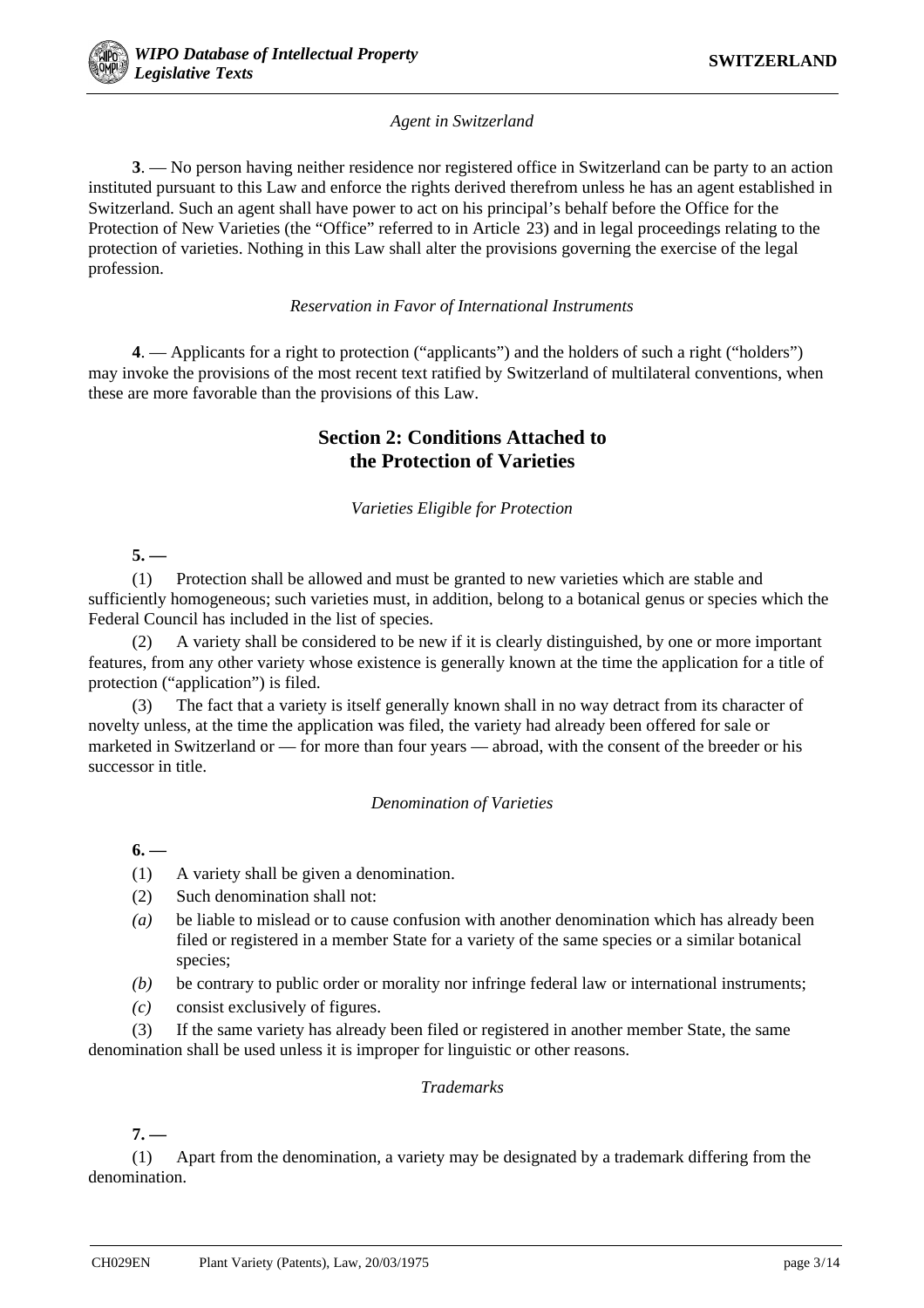*Agent in Switzerland*

**3**. — No person having neither residence nor registered office in Switzerland can be party to an action instituted pursuant to this Law and enforce the rights derived therefrom unless he has an agent established in Switzerland. Such an agent shall have power to act on his principal's behalf before the Office for the Protection of New Varieties (the "Office" referred to in Article 23) and in legal proceedings relating to the protection of varieties. Nothing in this Law shall alter the provisions governing the exercise of the legal profession.

*Reservation in Favor of International Instruments*

**4**. — Applicants for a right to protection ("applicants") and the holders of such a right ("holders") may invoke the provisions of the most recent text ratified by Switzerland of multilateral conventions, when these are more favorable than the provisions of this Law.

## Section 2: Conditions Attached to the Protection of Varieties

*Varieties Eligible for Protection*

**5. —**

(1) Protection shall be allowed and must be granted to new varieties which are stable and sufficiently homogeneous; such varieties must, in addition, belong to a botanical genus or species which the Federal Council has included in the list of species.

(2) A variety shall be considered to be new if it is clearly distinguished, by one or more important features, from any other variety whose existence is generally known at the time the application for a title of protection ("application") is filed.

(3) The fact that a variety is itself generally known shall in no way detract from its character of novelty unless, at the time the application was filed, the variety had already been offered for sale or marketed in Switzerland or — for more than four years — abroad, with the consent of the breeder or his successor in title.

*Denomination of Varieties*

**6. —**

(1) A variety shall be given a denomination.

(2) Such denomination shall not:

*(a)* be liable to mislead or to cause confusion with another denomination which has already been filed or registered in a member State for a variety of the same species or a similar botanical species;

*(b)* be contrary to public order or morality nor infringe federal law or international instruments;

*(c)* consist exclusively of figures.

(3) If the same variety has already been filed or registered in another member State, the same denomination shall be used unless it is improper for linguistic or other reasons.

*Trademarks*

**7. —**

(1) Apart from the denomination, a variety may be designated by a trademark differing from the denomination.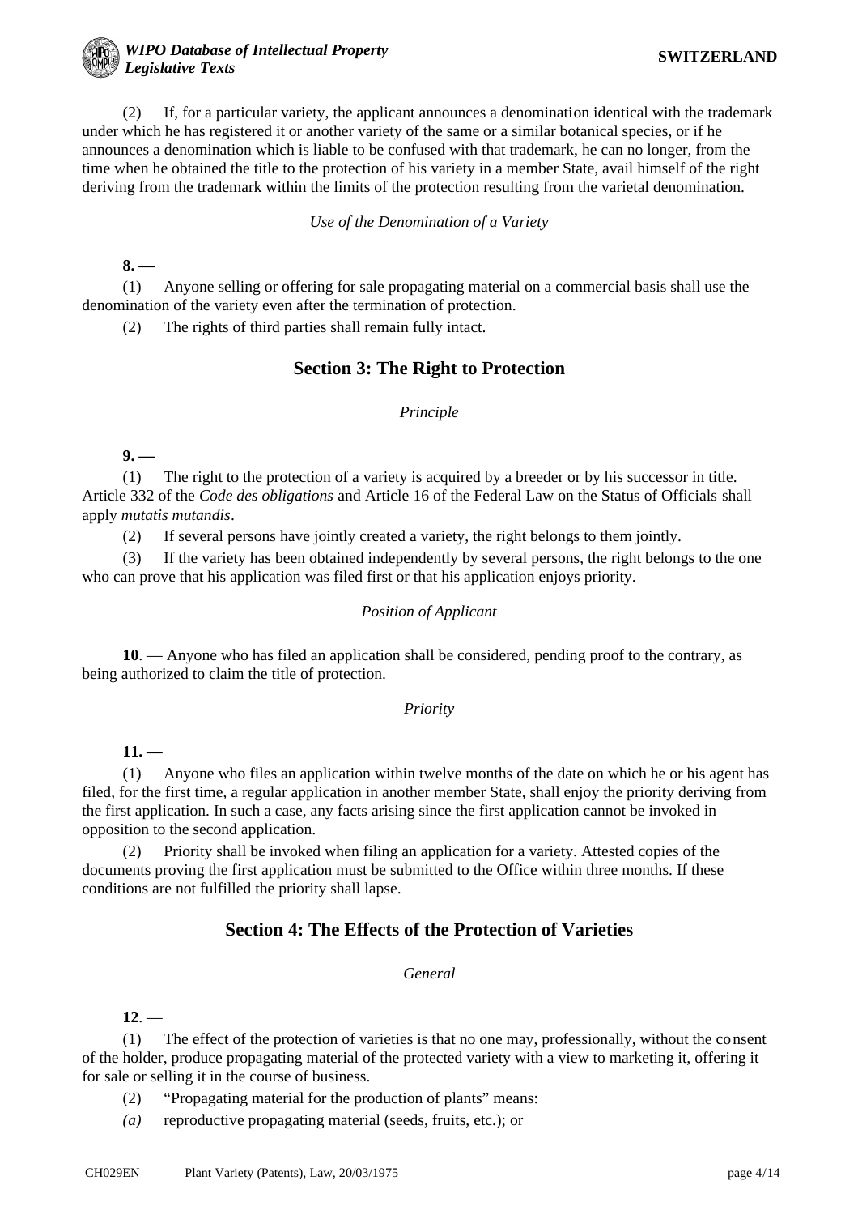(2) If, for a particular variety, the applicant announces a denomination identical with the trademark under which he has registered it or another variety of the same or a similar botanical species, or if he announces a denomination which is liable to be confused with that trademark, he can no longer, from the time when he obtained the title to the protection of his variety in a member State, avail himself of the right deriving from the trademark within the limits of the protection resulting from the varietal denomination.

*Use of the Denomination of a Variety*

**8. —**

(1) Anyone selling or offering for sale propagating material on a commercial basis shall use the denomination of the variety even after the termination of protection.

(2) The rights of third parties shall remain fully intact.

## Section 3: The Right to Protection

*Principle*

**9. —**

(1) The right to the protection of a variety is acquired by a breeder or by his successor in title. Article 332 of the *Code des obligations* and Article 16 of the Federal Law on the Status of Officials shall apply *mutatis mutandis*.

(2) If several persons have jointly created a variety, the right belongs to them jointly.

(3) If the variety has been obtained independently by several persons, the right belongs to the one who can prove that his application was filed first or that his application enjoys priority.

*Position of Applicant*

**10**. — Anyone who has filed an application shall be considered, pending proof to the contrary, as being authorized to claim the title of protection.

*Priority*

**11. —**

(1) Anyone who files an application within twelve months of the date on which he or his agent has filed, for the first time, a regular application in another member State, shall enjoy the priority deriving from the first application. In such a case, any facts arising since the first application cannot be invoked in opposition to the second application.

(2) Priority shall be invoked when filing an application for a variety. Attested copies of the documents proving the first application must be submitted to the Office within three months. If these conditions are not fulfilled the priority shall lapse.

## Section 4: The Effects of the Protection of Varieties

*General*

**12**. —

(1) The effect of the protection of varieties is that no one may, professionally, without the consent of the holder, produce propagating material of the protected variety with a view to marketing it, offering it for sale or selling it in the course of business.

(2) “Propagating material for the production of plants” means:

*(a)* reproductive propagating material (seeds, fruits, etc.); or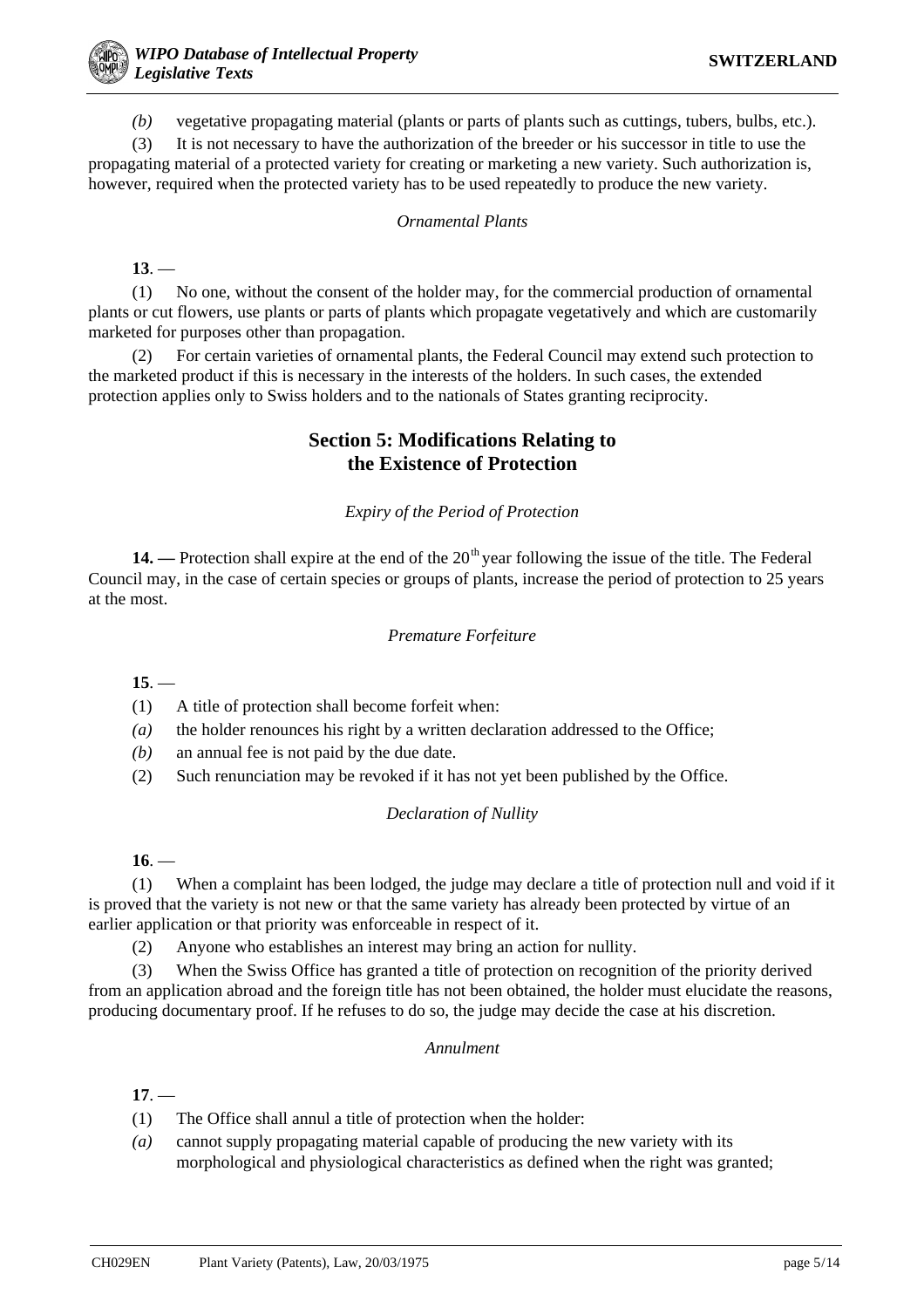*(b)* vegetative propagating material (plants or parts of plants such as cuttings, tubers, bulbs, etc.).

(3) It is not necessary to have the authorization of the breeder or his successor in title to use the propagating material of a protected variety for creating or marketing a new variety. Such authorization is, however, required when the protected variety has to be used repeatedly to produce the new variety.

*Ornamental Plants*

**13**. —

(1) No one, without the consent of the holder may, for the commercial production of ornamental plants or cut flowers, use plants or parts of plants which propagate vegetatively and which are customarily marketed for purposes other than propagation.

(2) For certain varieties of ornamental plants, the Federal Council may extend such protection to the marketed product if this is necessary in the interests of the holders. In such cases, the extended protection applies only to Swiss holders and to the nationals of States granting reciprocity.

## Section 5: Modifications Relating to the Existence of Protection

*Expiry of the Period of Protection*

**14. —** Protection shall expire at the end of the 20th year following the issue of the title. The Federal Council may, in the case of certain species or groups of plants, increase the period of protection to 25 years at the most.

*Premature Forfeiture*

**15**. —

(1) A title of protection shall become forfeit when:

*(a)* the holder renounces his right by a written declaration addressed to the Office;

*(b)* an annual fee is not paid by the due date.

(2) Such renunciation may be revoked if it has not yet been published by the Office.

*Declaration of Nullity*

**16**. —

(1) When a complaint has been lodged, the judge may declare a title of protection null and void if it is proved that the variety is not new or that the same variety has already been protected by virtue of an earlier application or that priority was enforceable in respect of it.

(2) Anyone who establishes an interest may bring an action for nullity.

(3) When the Swiss Office has granted a title of protection on recognition of the priority derived from an application abroad and the foreign title has not been obtained, the holder must elucidate the reasons, producing documentary proof. If he refuses to do so, the judge may decide the case at his discretion.

*Annulment*

**17**. —

(1) The Office shall annul a title of protection when the holder:

*(a)* cannot supply propagating material capable of producing the new variety with its morphological and physiological characteristics as defined when the right was granted;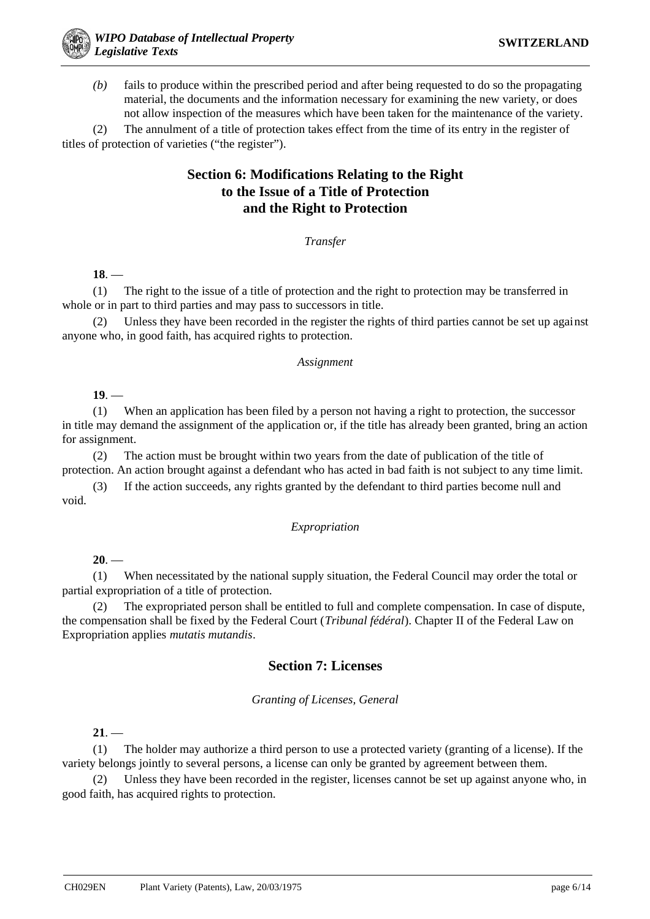*(b)* fails to produce within the prescribed period and after being requested to do so the propagating material, the documents and the information necessary for examining the new variety, or does not allow inspection of the measures which have been taken for the maintenance of the variety.

(2) The annulment of a title of protection takes effect from the time of its entry in the register of titles of protection of varieties ("the register").

## Section 6: Modifications Relating to the Right to the Issue of a Title of Protection and the Right to Protection

*Transfer*

**18**. —

(1) The right to the issue of a title of protection and the right to protection may be transferred in whole or in part to third parties and may pass to successors in title.

(2) Unless they have been recorded in the register the rights of third parties cannot be set up against anyone who, in good faith, has acquired rights to protection.

*Assignment*

**19**. —

(1) When an application has been filed by a person not having a right to protection, the successor in title may demand the assignment of the application or, if the title has already been granted, bring an action for assignment.

(2) The action must be brought within two years from the date of publication of the title of protection. An action brought against a defendant who has acted in bad faith is not subject to any time limit.

(3) If the action succeeds, any rights granted by the defendant to third parties become null and void.

*Expropriation*

**20**. —

(1) When necessitated by the national supply situation, the Federal Council may order the total or partial expropriation of a title of protection.

(2) The expropriated person shall be entitled to full and complete compensation. In case of dispute, the compensation shall be fixed by the Federal Court (*Tribunal fédéral*). Chapter II of the Federal Law on Expropriation applies *mutatis mutandis*.

## Section 7: Licenses

*Granting of Licenses, General*

**21**. —

(1) The holder may authorize a third person to use a protected variety (granting of a license). If the variety belongs jointly to several persons, a license can only be granted by agreement between them.

(2) Unless they have been recorded in the register, licenses cannot be set up against anyone who, in good faith, has acquired rights to protection.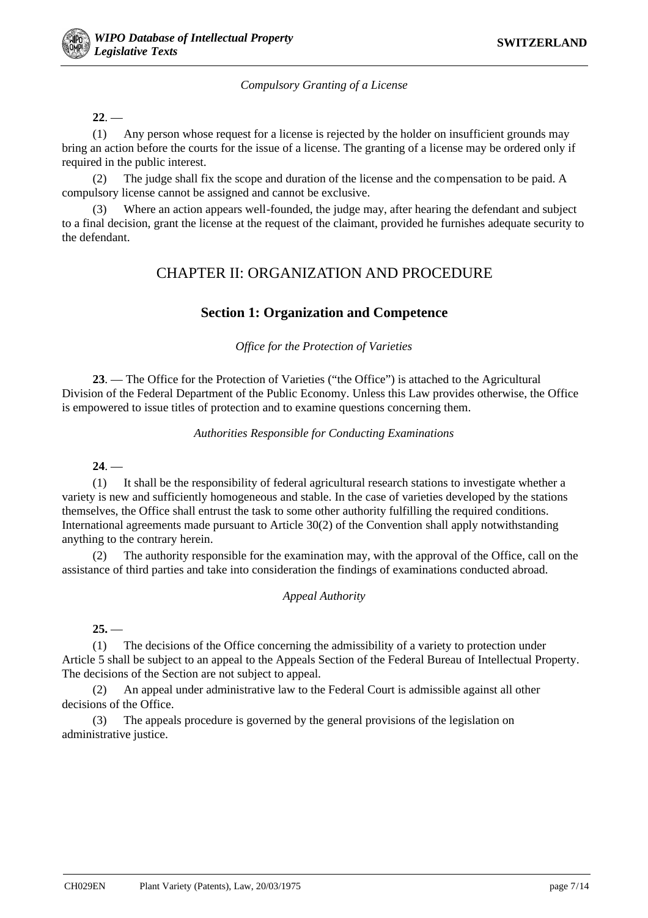*Compulsory Granting of a License*

**22**. —

(1) Any person whose request for a license is rejected by the holder on insufficient grounds may bring an action before the courts for the issue of a license. The granting of a license may be ordered only if required in the public interest.

(2) The judge shall fix the scope and duration of the license and the compensation to be paid. A compulsory license cannot be assigned and cannot be exclusive.

(3) Where an action appears well-founded, the judge may, after hearing the defendant and subject to a final decision, grant the license at the request of the claimant, provided he furnishes adequate security to the defendant.

# CHAPTER II: ORGANIZATION AND PROCEDURE

## Section 1: Organization and Competence

*Office for the Protection of Varieties*

**23**. — The Office for the Protection of Varieties ("the Office") is attached to the Agricultural Division of the Federal Department of the Public Economy. Unless this Law provides otherwise, the Office is empowered to issue titles of protection and to examine questions concerning them.

*Authorities Responsible for Conducting Examinations*

**24**. —

(1) It shall be the responsibility of federal agricultural research stations to investigate whether a variety is new and sufficiently homogeneous and stable. In the case of varieties developed by the stations themselves, the Office shall entrust the task to some other authority fulfilling the required conditions. International agreements made pursuant to Article 30(2) of the Convention shall apply notwithstanding anything to the contrary herein.

(2) The authority responsible for the examination may, with the approval of the Office, call on the assistance of third parties and take into consideration the findings of examinations conducted abroad.

*Appeal Authority*

**25.** —

(1) The decisions of the Office concerning the admissibility of a variety to protection under Article 5 shall be subject to an appeal to the Appeals Section of the Federal Bureau of Intellectual Property. The decisions of the Section are not subject to appeal.

(2) An appeal under administrative law to the Federal Court is admissible against all other decisions of the Office.

(3) The appeals procedure is governed by the general provisions of the legislation on administrative justice.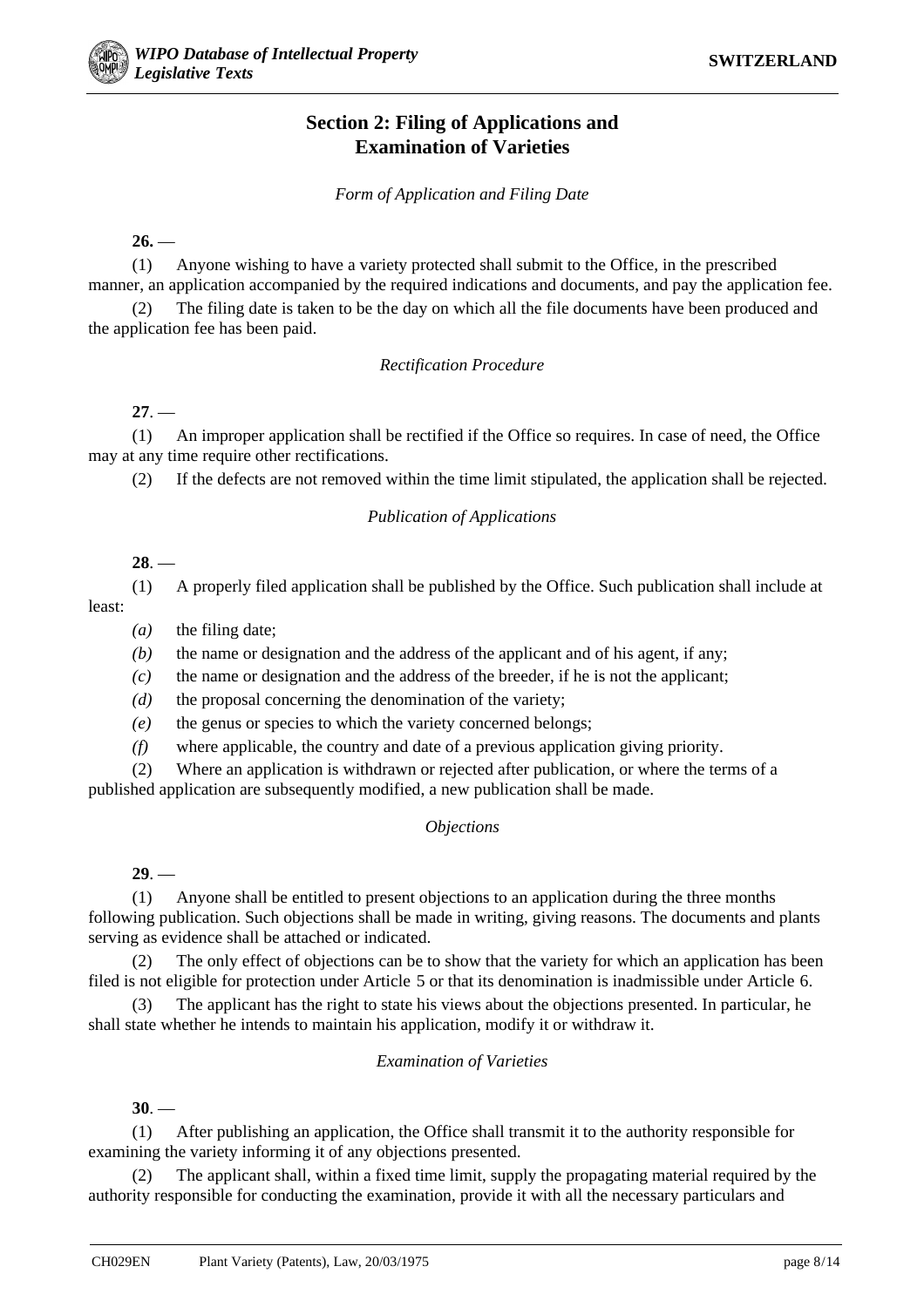## Section 2: Filing of Applications and Examination of Varieties

*Form of Application and Filing Date*

**26.** —

(1) Anyone wishing to have a variety protected shall submit to the Office, in the prescribed manner, an application accompanied by the required indications and documents, and pay the application fee.

(2) The filing date is taken to be the day on which all the file documents have been produced and the application fee has been paid.

*Rectification Procedure*

**27**. —

(1) An improper application shall be rectified if the Office so requires. In case of need, the Office may at any time require other rectifications.

(2) If the defects are not removed within the time limit stipulated, the application shall be rejected.

*Publication of Applications*

**28**. —

(1) A properly filed application shall be published by the Office. Such publication shall include at least:

*(a)* the filing date;

*(b)* the name or designation and the address of the applicant and of his agent, if any;

*(c)* the name or designation and the address of the breeder, if he is not the applicant;

*(d)* the proposal concerning the denomination of the variety;

*(e)* the genus or species to which the variety concerned belongs;

*(f)* where applicable, the country and date of a previous application giving priority.

(2) Where an application is withdrawn or rejected after publication, or where the terms of a published application are subsequently modified, a new publication shall be made.

*Objections*

**29**. —

(1) Anyone shall be entitled to present objections to an application during the three months following publication. Such objections shall be made in writing, giving reasons. The documents and plants serving as evidence shall be attached or indicated.

(2) The only effect of objections can be to show that the variety for which an application has been filed is not eligible for protection under Article 5 or that its denomination is inadmissible under Article 6.

(3) The applicant has the right to state his views about the objections presented. In particular, he shall state whether he intends to maintain his application, modify it or withdraw it.

*Examination of Varieties*

**30**. —

(1) After publishing an application, the Office shall transmit it to the authority responsible for examining the variety informing it of any objections presented.

(2) The applicant shall, within a fixed time limit, supply the propagating material required by the authority responsible for conducting the examination, provide it with all the necessary particulars and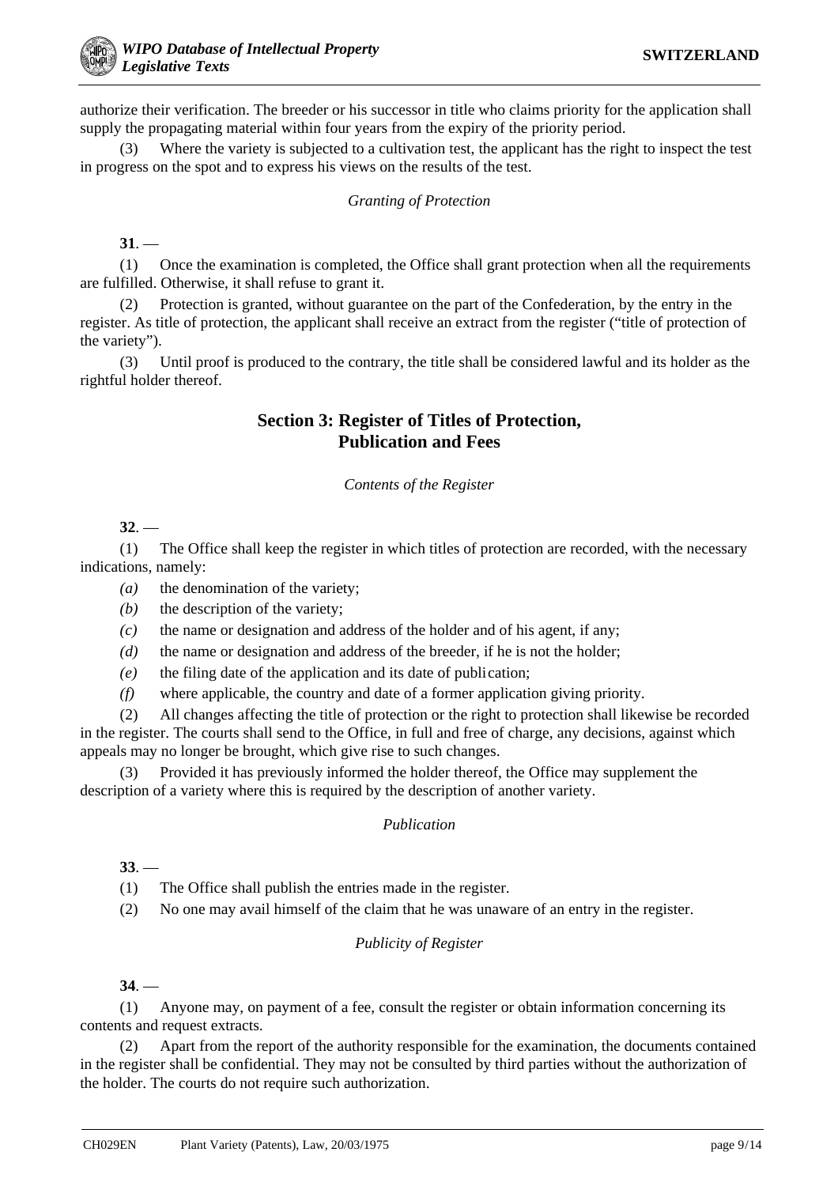authorize their verification. The breeder or his successor in title who claims priority for the application shall supply the propagating material within four years from the expiry of the priority period.

(3) Where the variety is subjected to a cultivation test, the applicant has the right to inspect the test in progress on the spot and to express his views on the results of the test.

*Granting of Protection*

**31**. —

(1) Once the examination is completed, the Office shall grant protection when all the requirements are fulfilled. Otherwise, it shall refuse to grant it.

(2) Protection is granted, without guarantee on the part of the Confederation, by the entry in the register. As title of protection, the applicant shall receive an extract from the register ("title of protection of the variety").

(3) Until proof is produced to the contrary, the title shall be considered lawful and its holder as the rightful holder thereof.

## Section 3: Register of Titles of Protection, Publication and Fees

*Contents of the Register*

**32**. —

(1) The Office shall keep the register in which titles of protection are recorded, with the necessary indications, namely:

*(a)* the denomination of the variety;

*(b)* the description of the variety;

*(c)* the name or designation and address of the holder and of his agent, if any;

*(d)* the name or designation and address of the breeder, if he is not the holder;

*(e)* the filing date of the application and its date of publication;

*(f)* where applicable, the country and date of a former application giving priority.

(2) All changes affecting the title of protection or the right to protection shall likewise be recorded in the register. The courts shall send to the Office, in full and free of charge, any decisions, against which appeals may no longer be brought, which give rise to such changes.

(3) Provided it has previously informed the holder thereof, the Office may supplement the description of a variety where this is required by the description of another variety.

*Publication*

**33**. —

(1) The Office shall publish the entries made in the register.

(2) No one may avail himself of the claim that he was unaware of an entry in the register.

*Publicity of Register*

**34**. —

(1) Anyone may, on payment of a fee, consult the register or obtain information concerning its contents and request extracts.

(2) Apart from the report of the authority responsible for the examination, the documents contained in the register shall be confidential. They may not be consulted by third parties without the authorization of the holder. The courts do not require such authorization.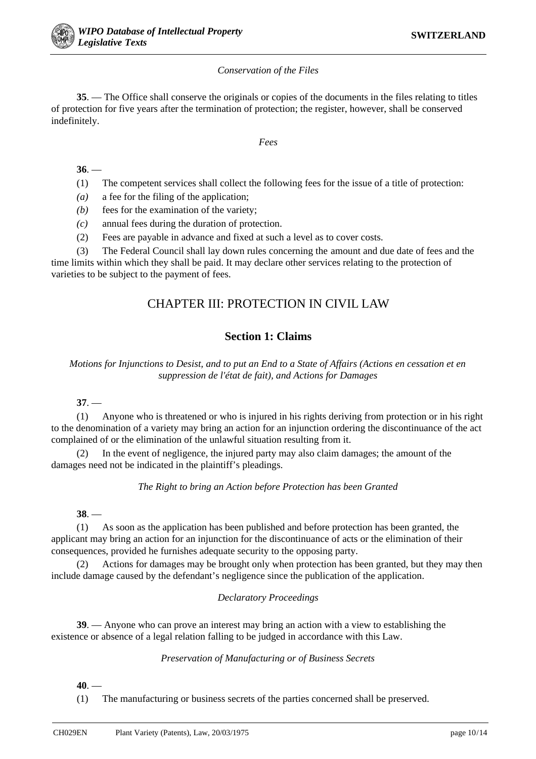*Conservation of the Files*

**35**. — The Office shall conserve the originals or copies of the documents in the files relating to titles of protection for five years after the termination of protection; the register, however, shall be conserved indefinitely.

*Fees*

**36**. —

(1) The competent services shall collect the following fees for the issue of a title of protection:

*(a)* a fee for the filing of the application;

*(b)* fees for the examination of the variety;

*(c)* annual fees during the duration of protection.

(2) Fees are payable in advance and fixed at such a level as to cover costs.

(3) The Federal Council shall lay down rules concerning the amount and due date of fees and the time limits within which they shall be paid. It may declare other services relating to the protection of varieties to be subject to the payment of fees.

# CHAPTER III: PROTECTION IN CIVIL LAW

## Section 1: Claims

*Motions for Injunctions to Desist, and to put an End to a State of Affairs (Actions en cessation et en suppression de l'état de fait), and Actions for Damages*

**37**. —

(1) Anyone who is threatened or who is injured in his rights deriving from protection or in his right to the denomination of a variety may bring an action for an injunction ordering the discontinuance of the act complained of or the elimination of the unlawful situation resulting from it.

(2) In the event of negligence, the injured party may also claim damages; the amount of the damages need not be indicated in the plaintiff's pleadings.

*The Right to bring an Action before Protection has been Granted*

**38**. —

(1) As soon as the application has been published and before protection has been granted, the applicant may bring an action for an injunction for the discontinuance of acts or the elimination of their consequences, provided he furnishes adequate security to the opposing party.

(2) Actions for damages may be brought only when protection has been granted, but they may then include damage caused by the defendant's negligence since the publication of the application.

*Declaratory Proceedings*

**39**. — Anyone who can prove an interest may bring an action with a view to establishing the existence or absence of a legal relation falling to be judged in accordance with this Law.

*Preservation of Manufacturing or of Business Secrets*

**40**. —

(1) The manufacturing or business secrets of the parties concerned shall be preserved.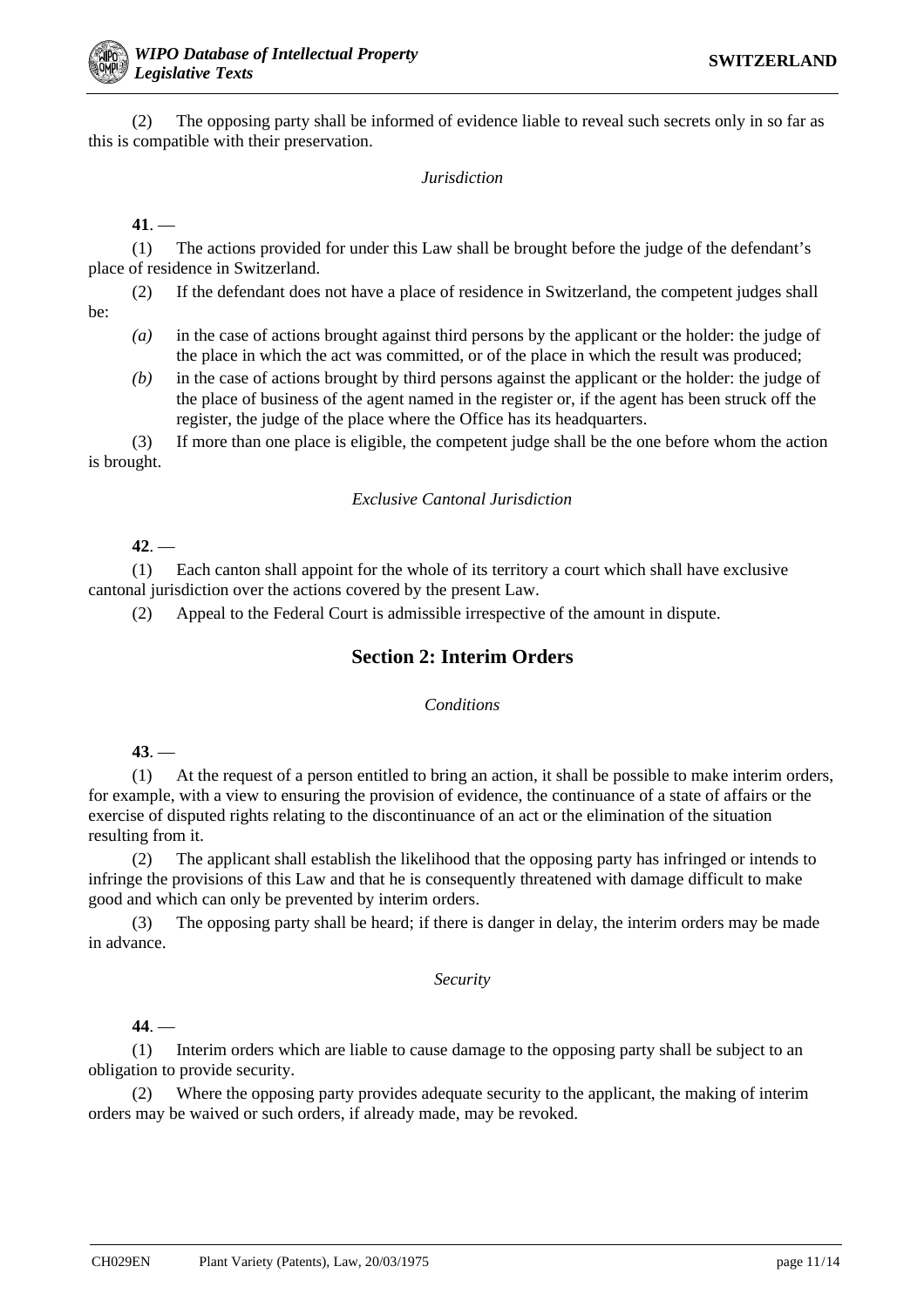(2) The opposing party shall be informed of evidence liable to reveal such secrets only in so far as this is compatible with their preservation.

*Jurisdiction*

**41**. —

(1) The actions provided for under this Law shall be brought before the judge of the defendant's place of residence in Switzerland.

(2) If the defendant does not have a place of residence in Switzerland, the competent judges shall be:

*(a)* in the case of actions brought against third persons by the applicant or the holder: the judge of the place in which the act was committed, or of the place in which the result was produced;

*(b)* in the case of actions brought by third persons against the applicant or the holder: the judge of the place of business of the agent named in the register or, if the agent has been struck off the register, the judge of the place where the Office has its headquarters.

(3) If more than one place is eligible, the competent judge shall be the one before whom the action is brought.

*Exclusive Cantonal Jurisdiction*

**42**. —

(1) Each canton shall appoint for the whole of its territory a court which shall have exclusive cantonal jurisdiction over the actions covered by the present Law.

(2) Appeal to the Federal Court is admissible irrespective of the amount in dispute.

## Section 2: Interim Orders

*Conditions*

**43**. —

(1) At the request of a person entitled to bring an action, it shall be possible to make interim orders, for example, with a view to ensuring the provision of evidence, the continuance of a state of affairs or the exercise of disputed rights relating to the discontinuance of an act or the elimination of the situation resulting from it.

(2) The applicant shall establish the likelihood that the opposing party has infringed or intends to infringe the provisions of this Law and that he is consequently threatened with damage difficult to make good and which can only be prevented by interim orders.

(3) The opposing party shall be heard; if there is danger in delay, the interim orders may be made in advance.

*Security*

**44**. —

(1) Interim orders which are liable to cause damage to the opposing party shall be subject to an obligation to provide security.

(2) Where the opposing party provides adequate security to the applicant, the making of interim orders may be waived or such orders, if already made, may be revoked.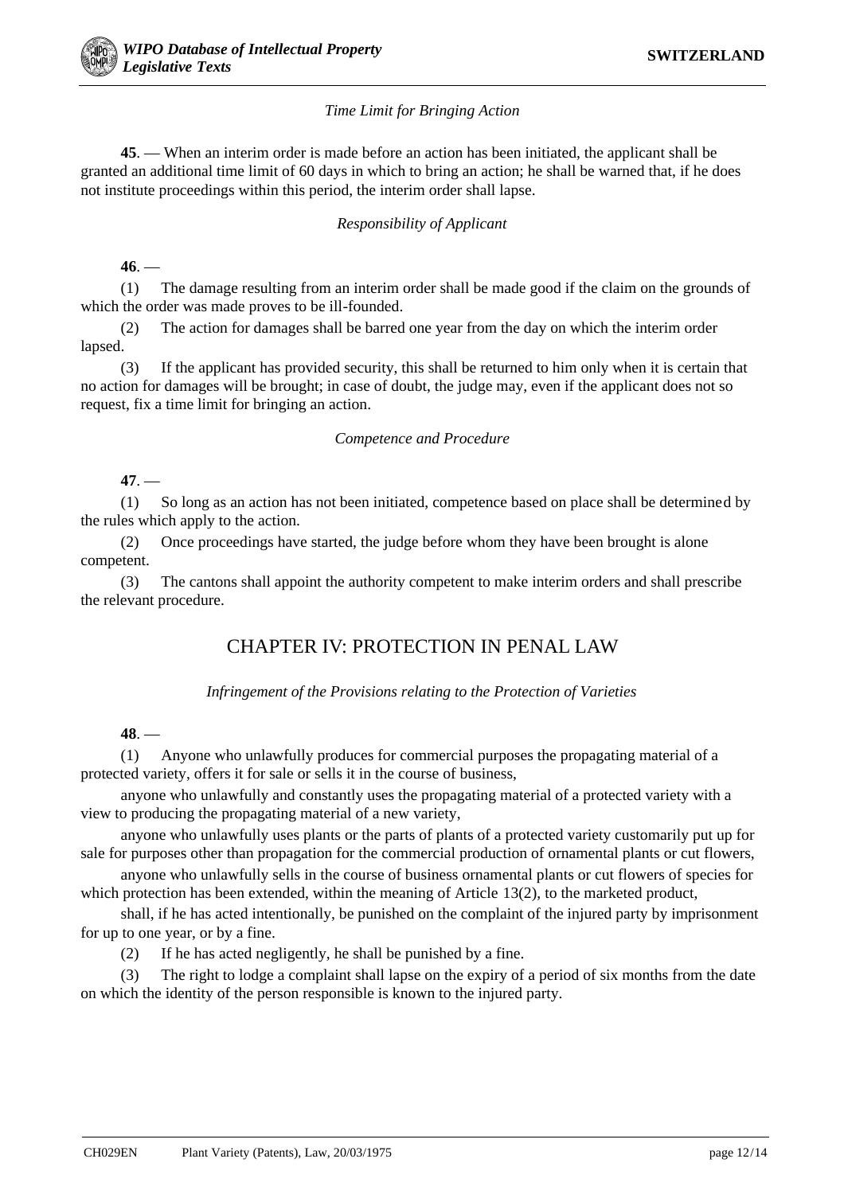*Time Limit for Bringing Action*

**45**. — When an interim order is made before an action has been initiated, the applicant shall be granted an additional time limit of 60 days in which to bring an action; he shall be warned that, if he does not institute proceedings within this period, the interim order shall lapse.

*Responsibility of Applicant*

**46**. —

(1) The damage resulting from an interim order shall be made good if the claim on the grounds of which the order was made proves to be ill-founded.

(2) The action for damages shall be barred one year from the day on which the interim order lapsed.

(3) If the applicant has provided security, this shall be returned to him only when it is certain that no action for damages will be brought; in case of doubt, the judge may, even if the applicant does not so request, fix a time limit for bringing an action.

*Competence and Procedure*

**47**. —

(1) So long as an action has not been initiated, competence based on place shall be determined by the rules which apply to the action.

(2) Once proceedings have started, the judge before whom they have been brought is alone competent.

(3) The cantons shall appoint the authority competent to make interim orders and shall prescribe the relevant procedure.

## CHAPTER IV: PROTECTION IN PENAL LAW

*Infringement of the Provisions relating to the Protection of Varieties*

**48**. —

(1) Anyone who unlawfully produces for commercial purposes the propagating material of a protected variety, offers it for sale or sells it in the course of business,

anyone who unlawfully and constantly uses the propagating material of a protected variety with a view to producing the propagating material of a new variety,

anyone who unlawfully uses plants or the parts of plants of a protected variety customarily put up for sale for purposes other than propagation for the commercial production of ornamental plants or cut flowers,

anyone who unlawfully sells in the course of business ornamental plants or cut flowers of species for which protection has been extended, within the meaning of Article 13(2), to the marketed product,

shall, if he has acted intentionally, be punished on the complaint of the injured party by imprisonment for up to one year, or by a fine.

(2) If he has acted negligently, he shall be punished by a fine.

(3) The right to lodge a complaint shall lapse on the expiry of a period of six months from the date on which the identity of the person responsible is known to the injured party.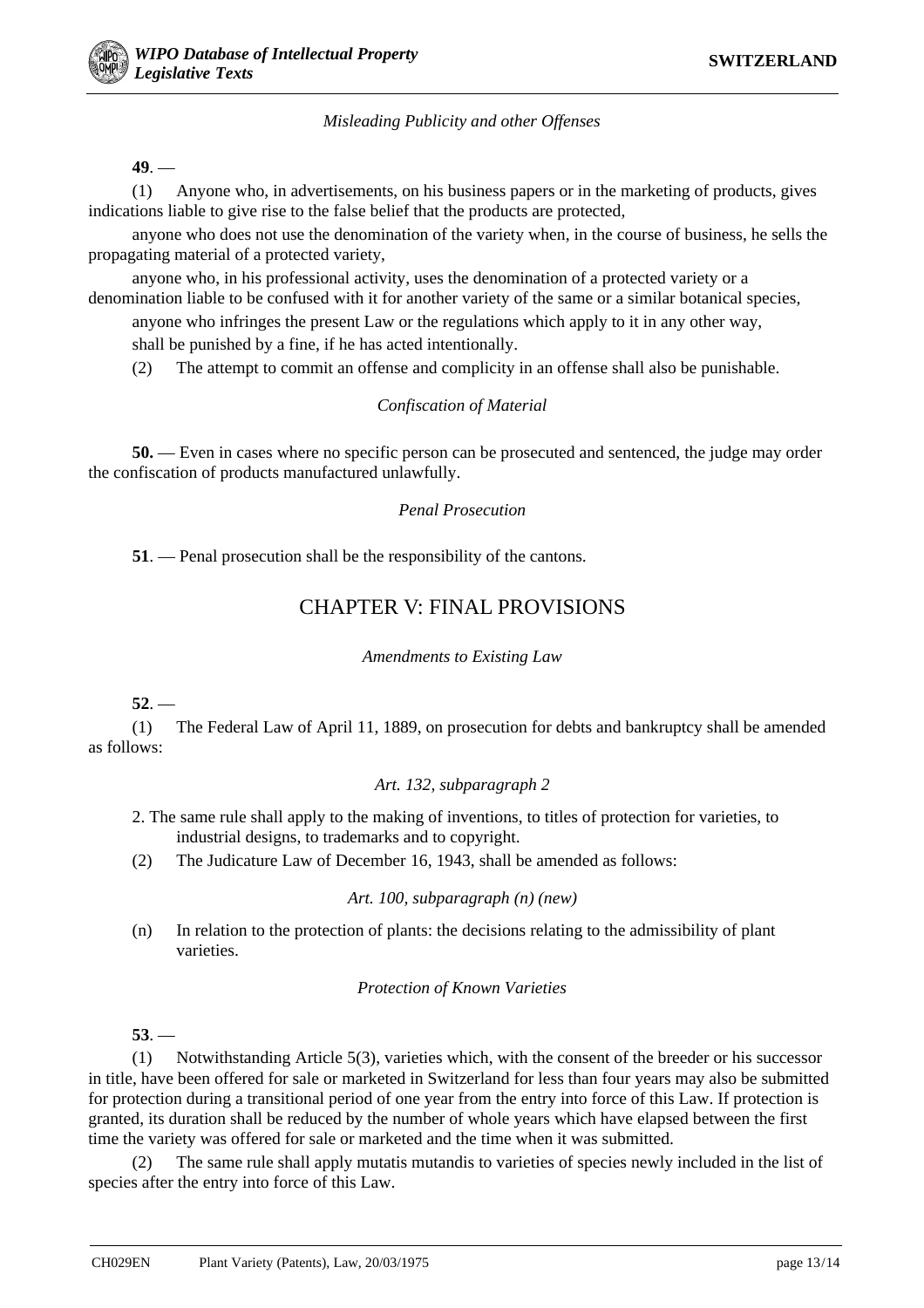*Misleading Publicity and other Offenses*

**49**. —

(1) Anyone who, in advertisements, on his business papers or in the marketing of products, gives indications liable to give rise to the false belief that the products are protected,

anyone who does not use the denomination of the variety when, in the course of business, he sells the propagating material of a protected variety,

anyone who, in his professional activity, uses the denomination of a protected variety or a denomination liable to be confused with it for another variety of the same or a similar botanical species,

anyone who infringes the present Law or the regulations which apply to it in any other way,

shall be punished by a fine, if he has acted intentionally.

(2) The attempt to commit an offense and complicity in an offense shall also be punishable.

*Confiscation of Material*

**50.** — Even in cases where no specific person can be prosecuted and sentenced, the judge may order the confiscation of products manufactured unlawfully.

*Penal Prosecution*

**51**. — Penal prosecution shall be the responsibility of the cantons.

## CHAPTER V: FINAL PROVISIONS

*Amendments to Existing Law*

**52**. —

(1) The Federal Law of April 11, 1889, on prosecution for debts and bankruptcy shall be amended as follows:

*Art. 132, subparagraph 2*

2. The same rule shall apply to the making of inventions, to titles of protection for varieties, to industrial designs, to trademarks and to copyright.

(2) The Judicature Law of December 16, 1943, shall be amended as follows:

*Art. 100, subparagraph (n) (new)*

(n) In relation to the protection of plants: the decisions relating to the admissibility of plant varieties.

*Protection of Known Varieties*

**53**. —

(1) Notwithstanding Article 5(3), varieties which, with the consent of the breeder or his successor in title, have been offered for sale or marketed in Switzerland for less than four years may also be submitted for protection during a transitional period of one year from the entry into force of this Law. If protection is granted, its duration shall be reduced by the number of whole years which have elapsed between the first time the variety was offered for sale or marketed and the time when it was submitted.

(2) The same rule shall apply mutatis mutandis to varieties of species newly included in the list of species after the entry into force of this Law.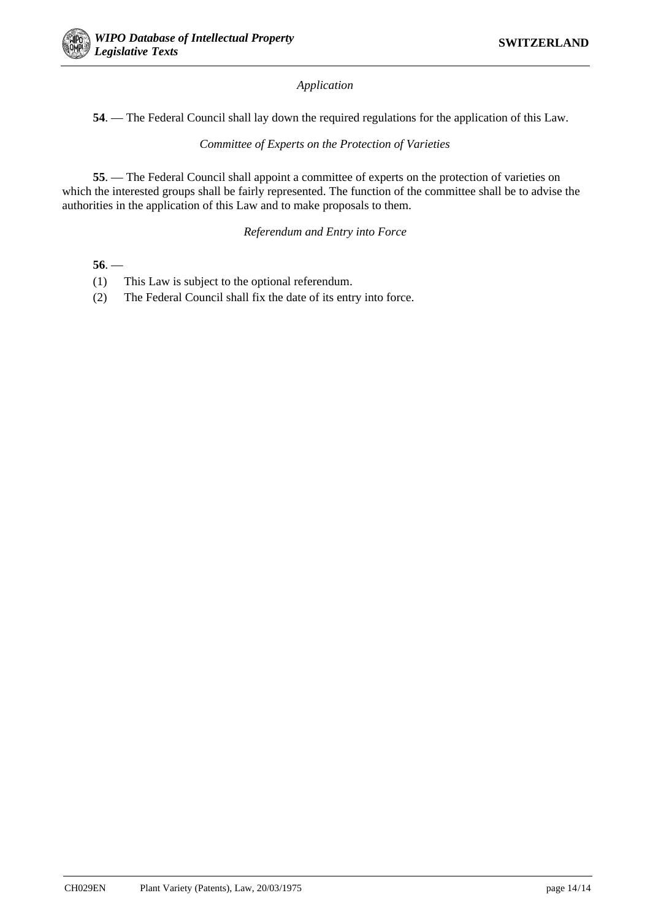*Application*

**54**. — The Federal Council shall lay down the required regulations for the application of this Law.

*Committee of Experts on the Protection of Varieties*

**55**. — The Federal Council shall appoint a committee of experts on the protection of varieties on which the interested groups shall be fairly represented. The function of the committee shall be to advise the authorities in the application of this Law and to make proposals to them.

*Referendum and Entry into Force*

**56**. —

(1) This Law is subject to the optional referendum.

(2) The Federal Council shall fix the date of its entry into force.